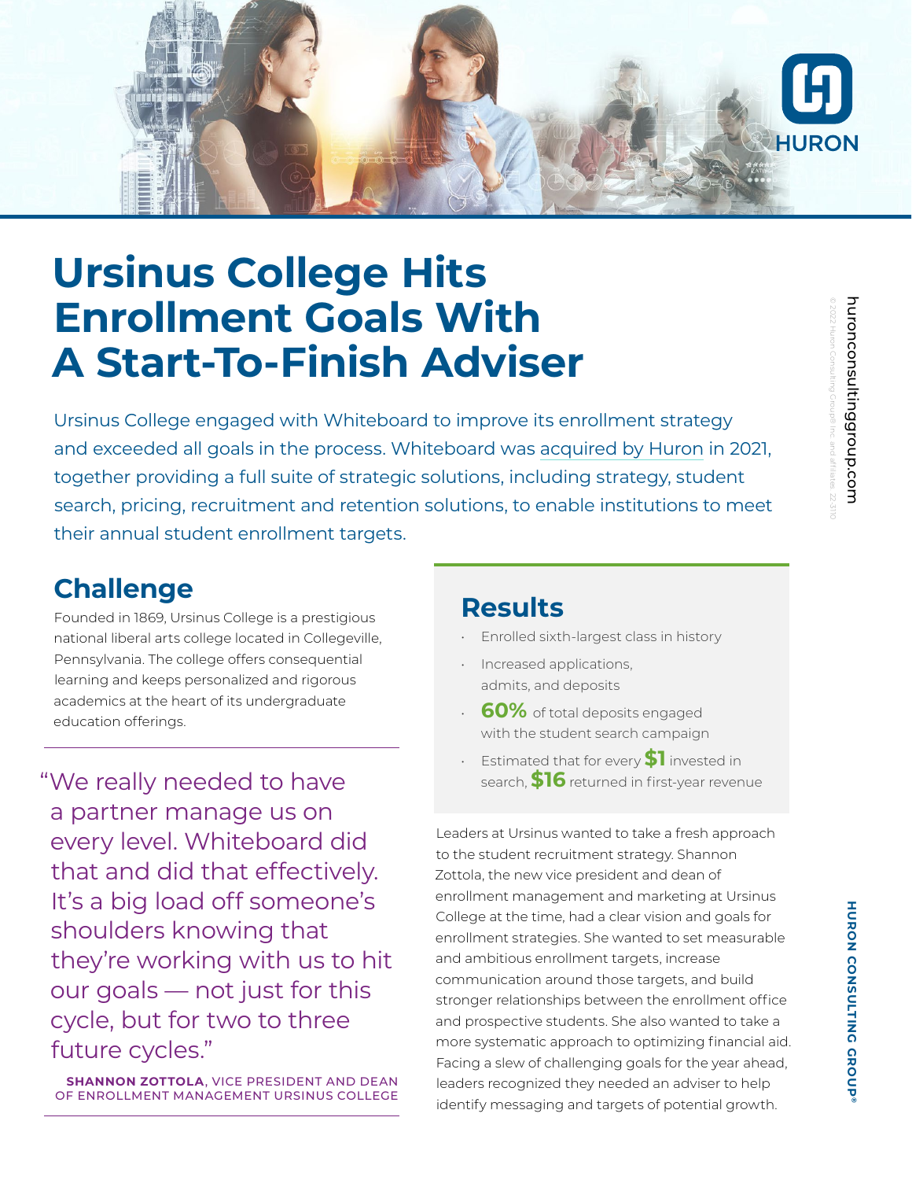# Ursinus College Hits Enrollment Goals With A Start-To-Finish Adviser

Ursinus College engaged with Whiteboard to improve its enrollment strategy and exceeded all goals in the process. Whiteboard was acquired by Huron in 2021, together providing a full suite of strategic solutions, including strategy, student search, pricing, recruitment and retention solutions, to enable institutions to meet their annual student enrollment targets.

## Challenge

Founded in 1869, Ursinus College is a prestigious national liberal arts college located in Collegeville, Pennsylvania. The college offers consequential learning and keeps personalized and rigorous academics at the heart of its undergraduate education offerings.

> "We really needed to have a partner manage us on every level. Whiteboard did that and did that effectively. It's a big load off someone's shoulders knowing that they're working with us to hit our goals — not just for this cycle, but for two to three future cycles."
>
> **SHANNON ZOTTOLA**, VICE PRESIDENT AND DEAN OF ENROLLMENT MANAGEMENT URSINUS COLLEGE

## Results

- Enrolled sixth-largest class in history
- Increased applications, admits, and deposits
- **60%** of total deposits engaged with the student search campaign
- Estimated that for every **$1** invested in search, **$16** returned in first-year revenue

Leaders at Ursinus wanted to take a fresh approach to the student recruitment strategy. Shannon Zottola, the new vice president and dean of enrollment management and marketing at Ursinus College at the time, had a clear vision and goals for enrollment strategies. She wanted to set measurable and ambitious enrollment targets, increase communication around those targets, and build stronger relationships between the enrollment office and prospective students. She also wanted to take a more systematic approach to optimizing financial aid. Facing a slew of challenging goals for the year ahead, leaders recognized they needed an adviser to help identify messaging and targets of potential growth.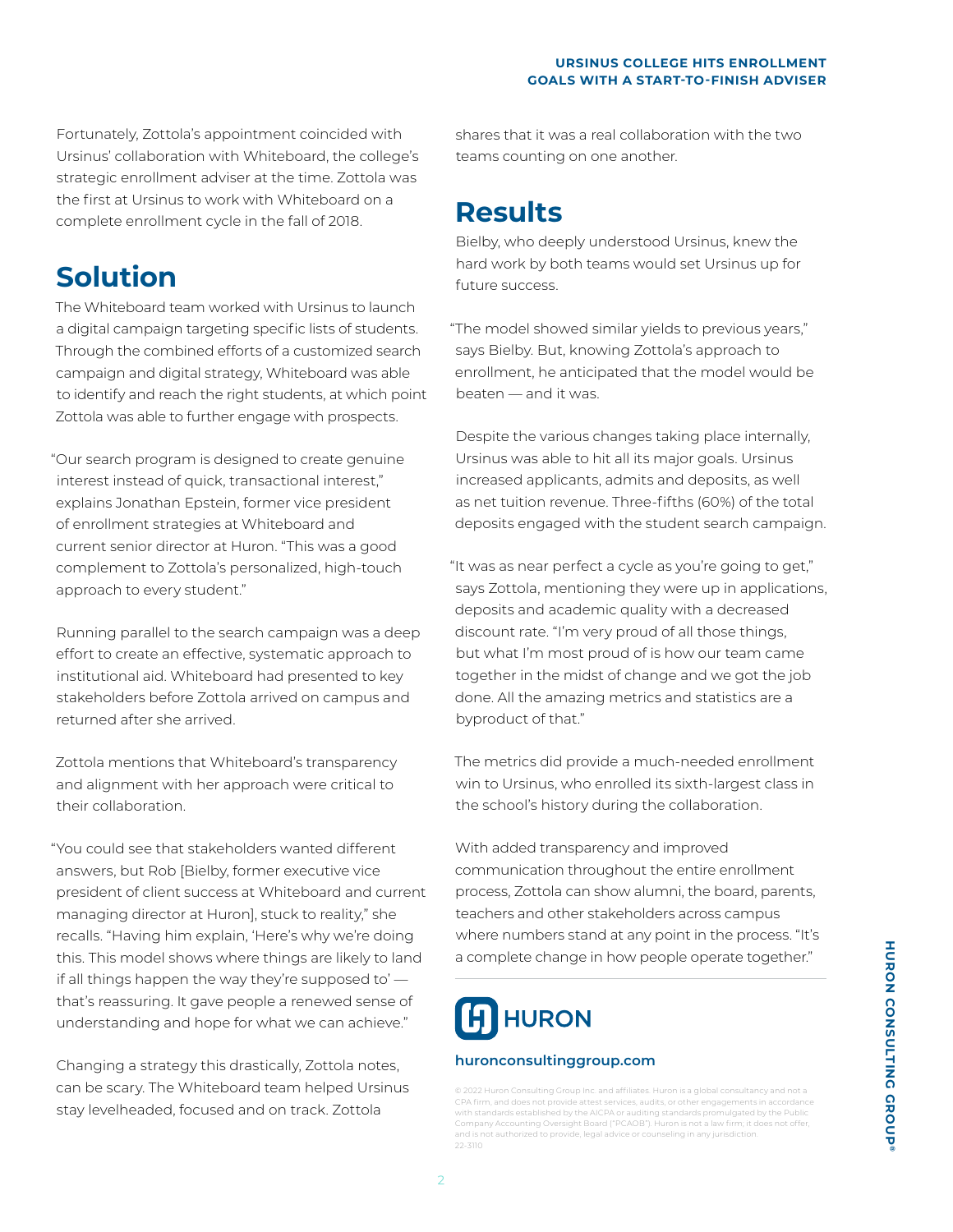Fortunately, Zottola's appointment coincided with Ursinus' collaboration with Whiteboard, the college's strategic enrollment adviser at the time. Zottola was the first at Ursinus to work with Whiteboard on a complete enrollment cycle in the fall of 2018.

## Solution

The Whiteboard team worked with Ursinus to launch a digital campaign targeting specific lists of students. Through the combined efforts of a customized search campaign and digital strategy, Whiteboard was able to identify and reach the right students, at which point Zottola was able to further engage with prospects.

"Our search program is designed to create genuine interest instead of quick, transactional interest," explains Jonathan Epstein, former vice president of enrollment strategies at Whiteboard and current senior director at Huron. "This was a good complement to Zottola's personalized, high-touch approach to every student."

Running parallel to the search campaign was a deep effort to create an effective, systematic approach to institutional aid. Whiteboard had presented to key stakeholders before Zottola arrived on campus and returned after she arrived.

Zottola mentions that Whiteboard's transparency and alignment with her approach were critical to their collaboration.

"You could see that stakeholders wanted different answers, but Rob [Bielby, former executive vice president of client success at Whiteboard and current managing director at Huron], stuck to reality," she recalls. "Having him explain, 'Here's why we're doing this. This model shows where things are likely to land if all things happen the way they're supposed to' — that's reassuring. It gave people a renewed sense of understanding and hope for what we can achieve."

Changing a strategy this drastically, Zottola notes, can be scary. The Whiteboard team helped Ursinus stay levelheaded, focused and on track. Zottola shares that it was a real collaboration with the two teams counting on one another.

## Results

Bielby, who deeply understood Ursinus, knew the hard work by both teams would set Ursinus up for future success.

"The model showed similar yields to previous years," says Bielby. But, knowing Zottola's approach to enrollment, he anticipated that the model would be beaten — and it was.

Despite the various changes taking place internally, Ursinus was able to hit all its major goals. Ursinus increased applicants, admits and deposits, as well as net tuition revenue. Three-fifths (60%) of the total deposits engaged with the student search campaign.

"It was as near perfect a cycle as you're going to get," says Zottola, mentioning they were up in applications, deposits and academic quality with a decreased discount rate. "I'm very proud of all those things, but what I'm most proud of is how our team came together in the midst of change and we got the job done. All the amazing metrics and statistics are a byproduct of that."

The metrics did provide a much-needed enrollment win to Ursinus, who enrolled its sixth-largest class in the school's history during the collaboration.

With added transparency and improved communication throughout the entire enrollment process, Zottola can show alumni, the board, parents, teachers and other stakeholders across campus where numbers stand at any point in the process. "It's a complete change in how people operate together."

HURON

**huronconsultinggroup.com**

© 2022 Huron Consulting Group Inc. and affiliates. Huron is a global consultancy and not a CPA firm, and does not provide attest services, audits, or other engagements in accordance with standards established by the AICPA or auditing standards promulgated by the Public Company Accounting Oversight Board ("PCAOB"). Huron is not a law firm; it does not offer, and is not authorized to provide, legal advice or counseling in any jurisdiction.
22-3110